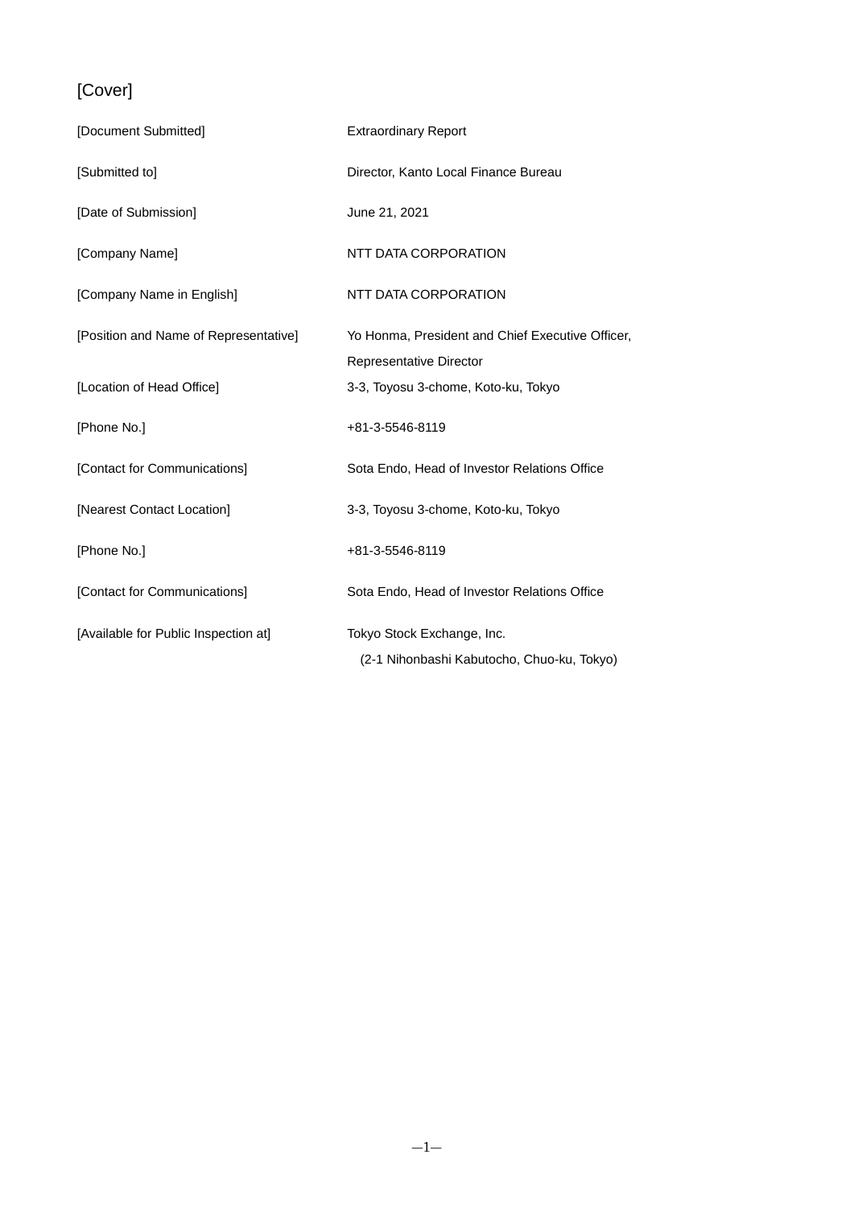# [Cover]

| | |
|---|---|
| [Document Submitted] | Extraordinary Report |
| [Submitted to] | Director, Kanto Local Finance Bureau |
| [Date of Submission] | June 21, 2021 |
| [Company Name] | NTT DATA CORPORATION |
| [Company Name in English] | NTT DATA CORPORATION |
| [Position and Name of Representative] | Yo Honma, President and Chief Executive Officer, Representative Director |
| [Location of Head Office] | 3-3, Toyosu 3-chome, Koto-ku, Tokyo |
| [Phone No.] | +81-3-5546-8119 |
| [Contact for Communications] | Sota Endo, Head of Investor Relations Office |
| [Nearest Contact Location] | 3-3, Toyosu 3-chome, Koto-ku, Tokyo |
| [Phone No.] | +81-3-5546-8119 |
| [Contact for Communications] | Sota Endo, Head of Investor Relations Office |
| [Available for Public Inspection at] | Tokyo Stock Exchange, Inc. (2-1 Nihonbashi Kabutocho, Chuo-ku, Tokyo) |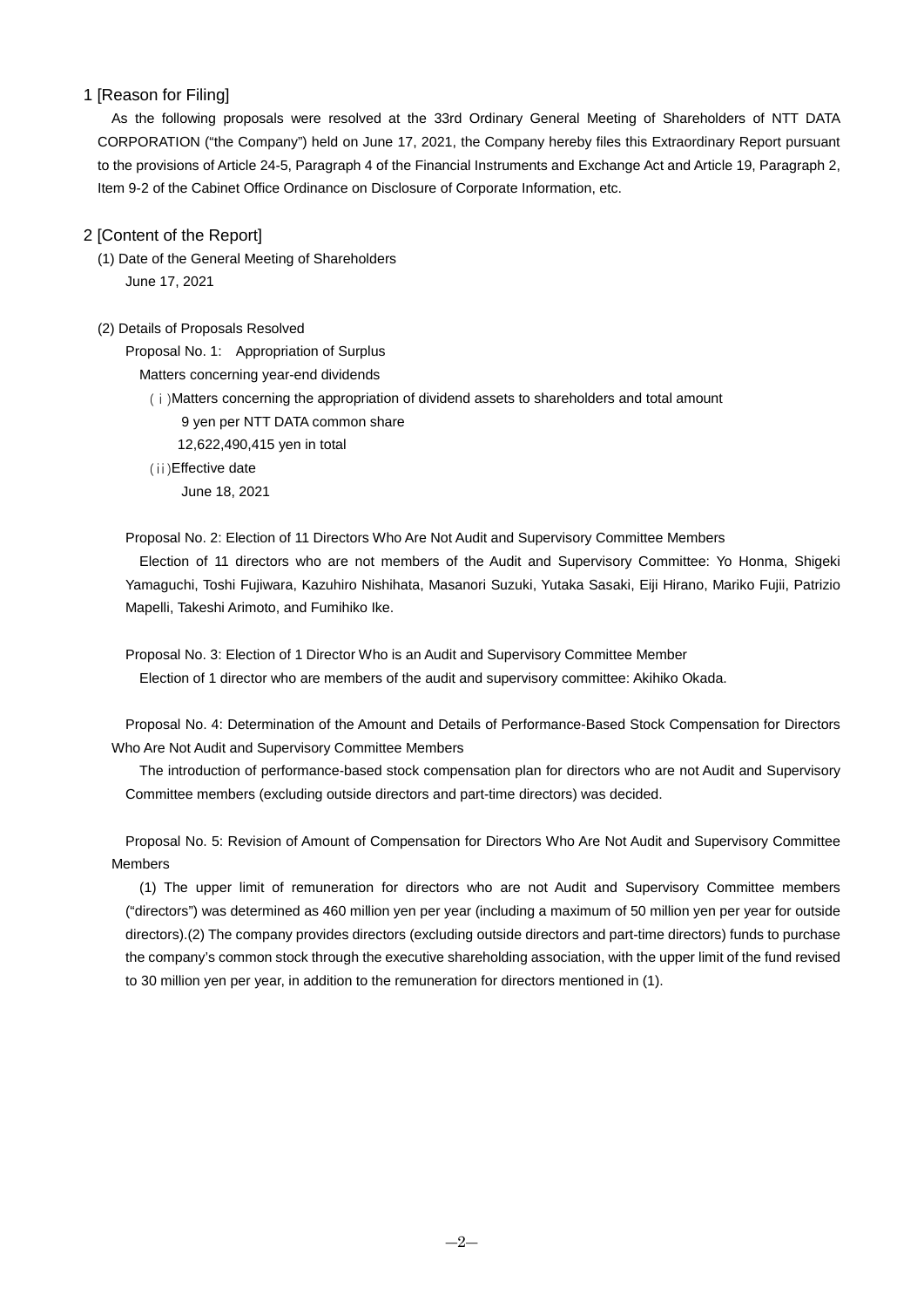## 1 [Reason for Filing]

As the following proposals were resolved at the 33rd Ordinary General Meeting of Shareholders of NTT DATA CORPORATION ("the Company") held on June 17, 2021, the Company hereby files this Extraordinary Report pursuant to the provisions of Article 24-5, Paragraph 4 of the Financial Instruments and Exchange Act and Article 19, Paragraph 2, Item 9-2 of the Cabinet Office Ordinance on Disclosure of Corporate Information, etc.

## 2 [Content of the Report]

(1) Date of the General Meeting of Shareholders

June 17, 2021

(2) Details of Proposals Resolved

Proposal No. 1: Appropriation of Surplus

Matters concerning year-end dividends

(ⅰ)Matters concerning the appropriation of dividend assets to shareholders and total amount

9 yen per NTT DATA common share

12,622,490,415 yen in total

(ⅱ)Effective date

June 18, 2021

Proposal No. 2: Election of 11 Directors Who Are Not Audit and Supervisory Committee Members

Election of 11 directors who are not members of the Audit and Supervisory Committee: Yo Honma, Shigeki Yamaguchi, Toshi Fujiwara, Kazuhiro Nishihata, Masanori Suzuki, Yutaka Sasaki, Eiji Hirano, Mariko Fujii, Patrizio Mapelli, Takeshi Arimoto, and Fumihiko Ike.

Proposal No. 3: Election of 1 Director Who is an Audit and Supervisory Committee Member

Election of 1 director who are members of the audit and supervisory committee: Akihiko Okada.

Proposal No. 4: Determination of the Amount and Details of Performance-Based Stock Compensation for Directors Who Are Not Audit and Supervisory Committee Members

The introduction of performance-based stock compensation plan for directors who are not Audit and Supervisory Committee members (excluding outside directors and part-time directors) was decided.

Proposal No. 5: Revision of Amount of Compensation for Directors Who Are Not Audit and Supervisory Committee Members

(1) The upper limit of remuneration for directors who are not Audit and Supervisory Committee members ("directors") was determined as 460 million yen per year (including a maximum of 50 million yen per year for outside directors).(2) The company provides directors (excluding outside directors and part-time directors) funds to purchase the company's common stock through the executive shareholding association, with the upper limit of the fund revised to 30 million yen per year, in addition to the remuneration for directors mentioned in (1).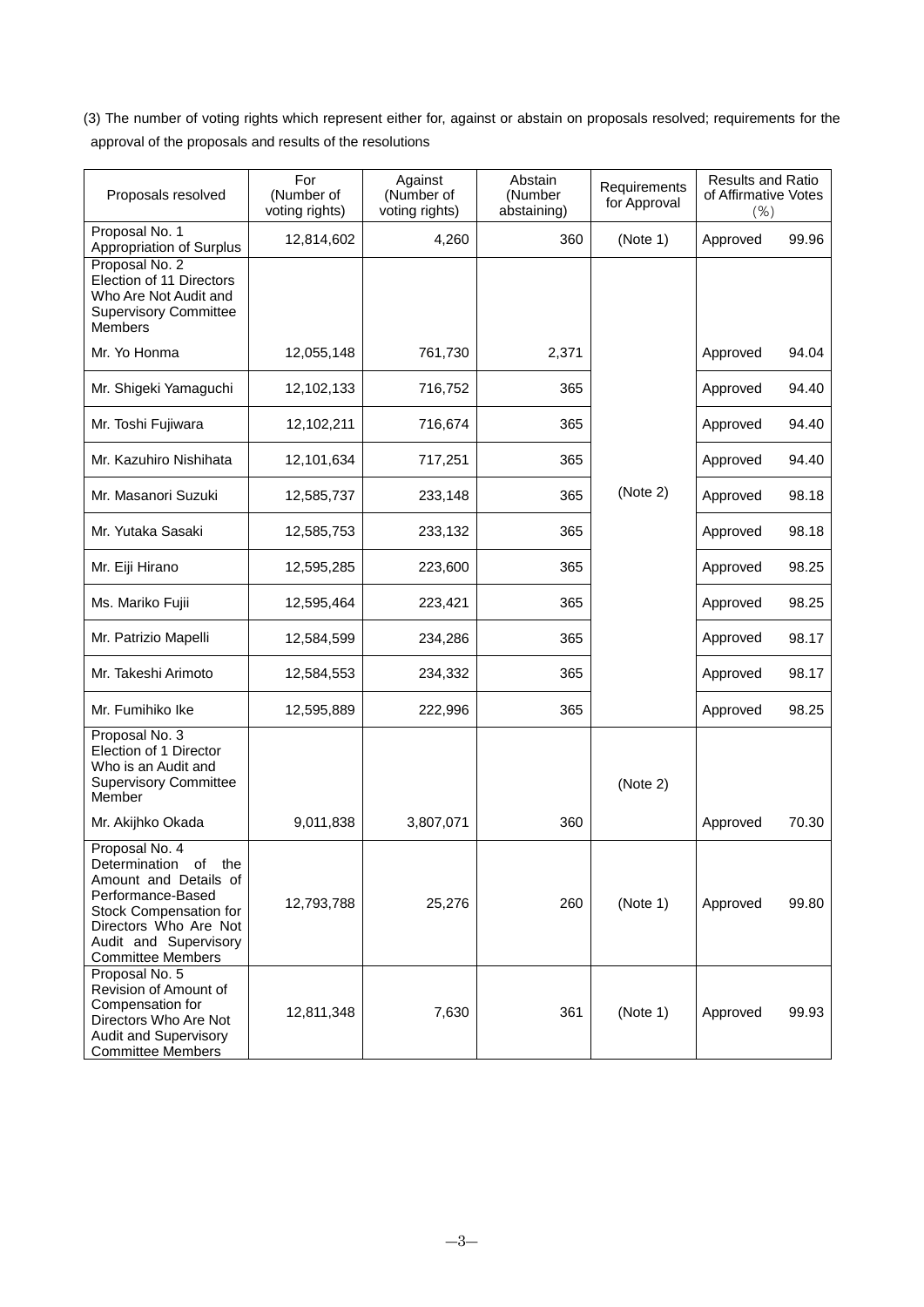(3) The number of voting rights which represent either for, against or abstain on proposals resolved; requirements for the approval of the proposals and results of the resolutions

| Proposals resolved | For (Number of voting rights) | Against (Number of voting rights) | Abstain (Number abstaining) | Requirements for Approval | Results and Ratio of Affirmative Votes (%) | |
|---|---|---|---|---|---|---|
| Proposal No. 1 Appropriation of Surplus | 12,814,602 | 4,260 | 360 | (Note 1) | Approved | 99.96 |
| Proposal No. 2 Election of 11 Directors Who Are Not Audit and Supervisory Committee Members | | | | (Note 2) | | |
| Mr. Yo Honma | 12,055,148 | 761,730 | 2,371 | | Approved | 94.04 |
| Mr. Shigeki Yamaguchi | 12,102,133 | 716,752 | 365 | | Approved | 94.40 |
| Mr. Toshi Fujiwara | 12,102,211 | 716,674 | 365 | | Approved | 94.40 |
| Mr. Kazuhiro Nishihata | 12,101,634 | 717,251 | 365 | | Approved | 94.40 |
| Mr. Masanori Suzuki | 12,585,737 | 233,148 | 365 | | Approved | 98.18 |
| Mr. Yutaka Sasaki | 12,585,753 | 233,132 | 365 | | Approved | 98.18 |
| Mr. Eiji Hirano | 12,595,285 | 223,600 | 365 | | Approved | 98.25 |
| Ms. Mariko Fujii | 12,595,464 | 223,421 | 365 | | Approved | 98.25 |
| Mr. Patrizio Mapelli | 12,584,599 | 234,286 | 365 | | Approved | 98.17 |
| Mr. Takeshi Arimoto | 12,584,553 | 234,332 | 365 | | Approved | 98.17 |
| Mr. Fumihiko Ike | 12,595,889 | 222,996 | 365 | | Approved | 98.25 |
| Proposal No. 3 Election of 1 Director Who is an Audit and Supervisory Committee Member | | | | (Note 2) | | |
| Mr. Akijhko Okada | 9,011,838 | 3,807,071 | 360 | | Approved | 70.30 |
| Proposal No. 4 Determination of the Amount and Details of Performance-Based Stock Compensation for Directors Who Are Not Audit and Supervisory Committee Members | 12,793,788 | 25,276 | 260 | (Note 1) | Approved | 99.80 |
| Proposal No. 5 Revision of Amount of Compensation for Directors Who Are Not Audit and Supervisory Committee Members | 12,811,348 | 7,630 | 361 | (Note 1) | Approved | 99.93 |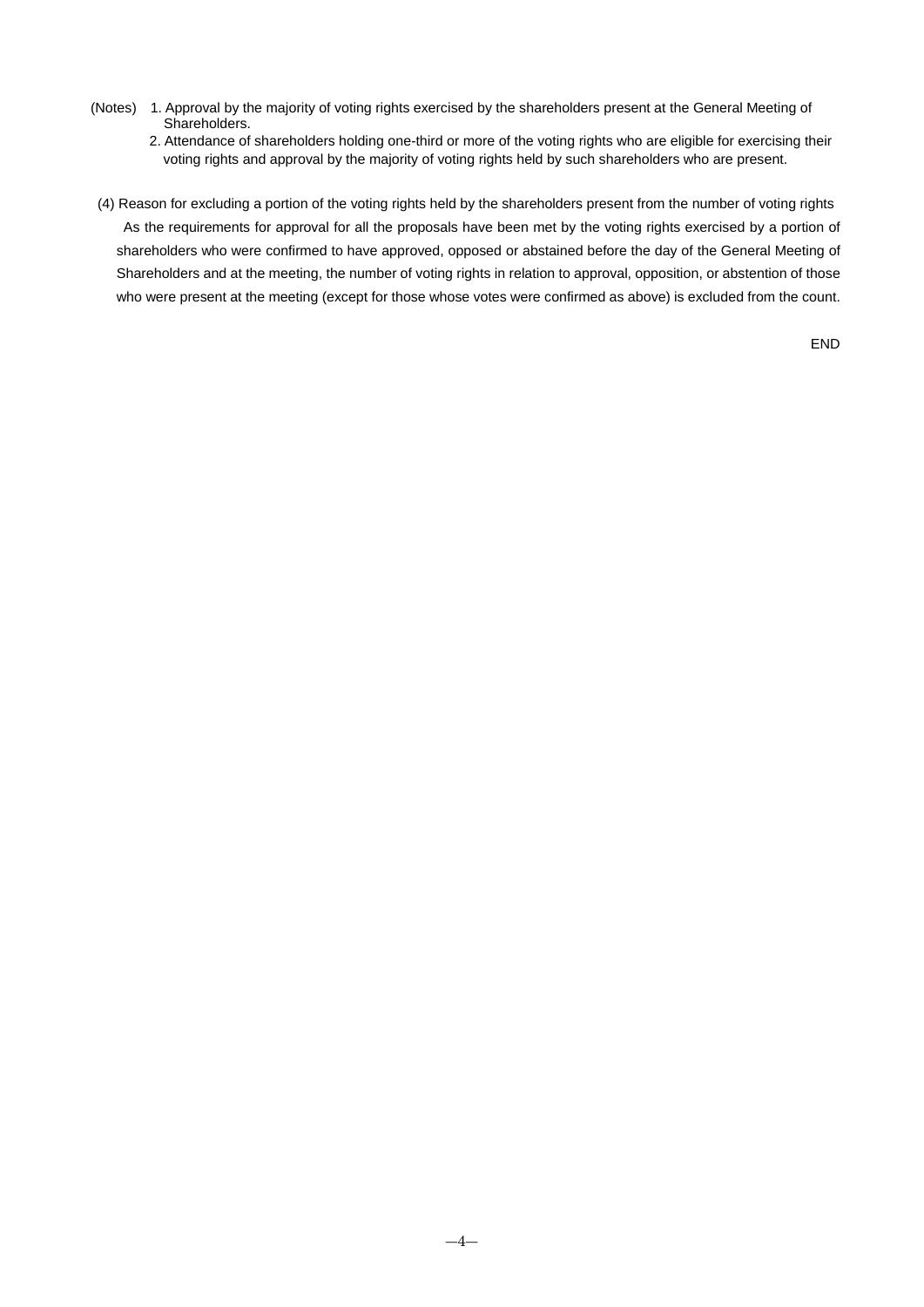(Notes) 1. Approval by the majority of voting rights exercised by the shareholders present at the General Meeting of Shareholders.

2. Attendance of shareholders holding one-third or more of the voting rights who are eligible for exercising their voting rights and approval by the majority of voting rights held by such shareholders who are present.

(4) Reason for excluding a portion of the voting rights held by the shareholders present from the number of voting rights

As the requirements for approval for all the proposals have been met by the voting rights exercised by a portion of shareholders who were confirmed to have approved, opposed or abstained before the day of the General Meeting of Shareholders and at the meeting, the number of voting rights in relation to approval, opposition, or abstention of those who were present at the meeting (except for those whose votes were confirmed as above) is excluded from the count.

END